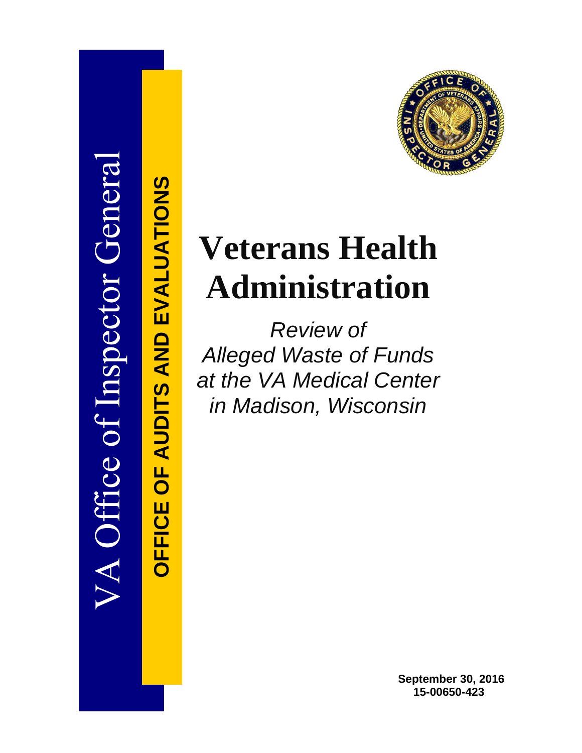VA Office of Inspector General

**OFFICE OF AUDITS AND EVALUATIONS**

# Veterans Health Administration

*Review of Alleged Waste of Funds at the VA Medical Center in Madison, Wisconsin*

**September 30, 2016**
**15-00650-423**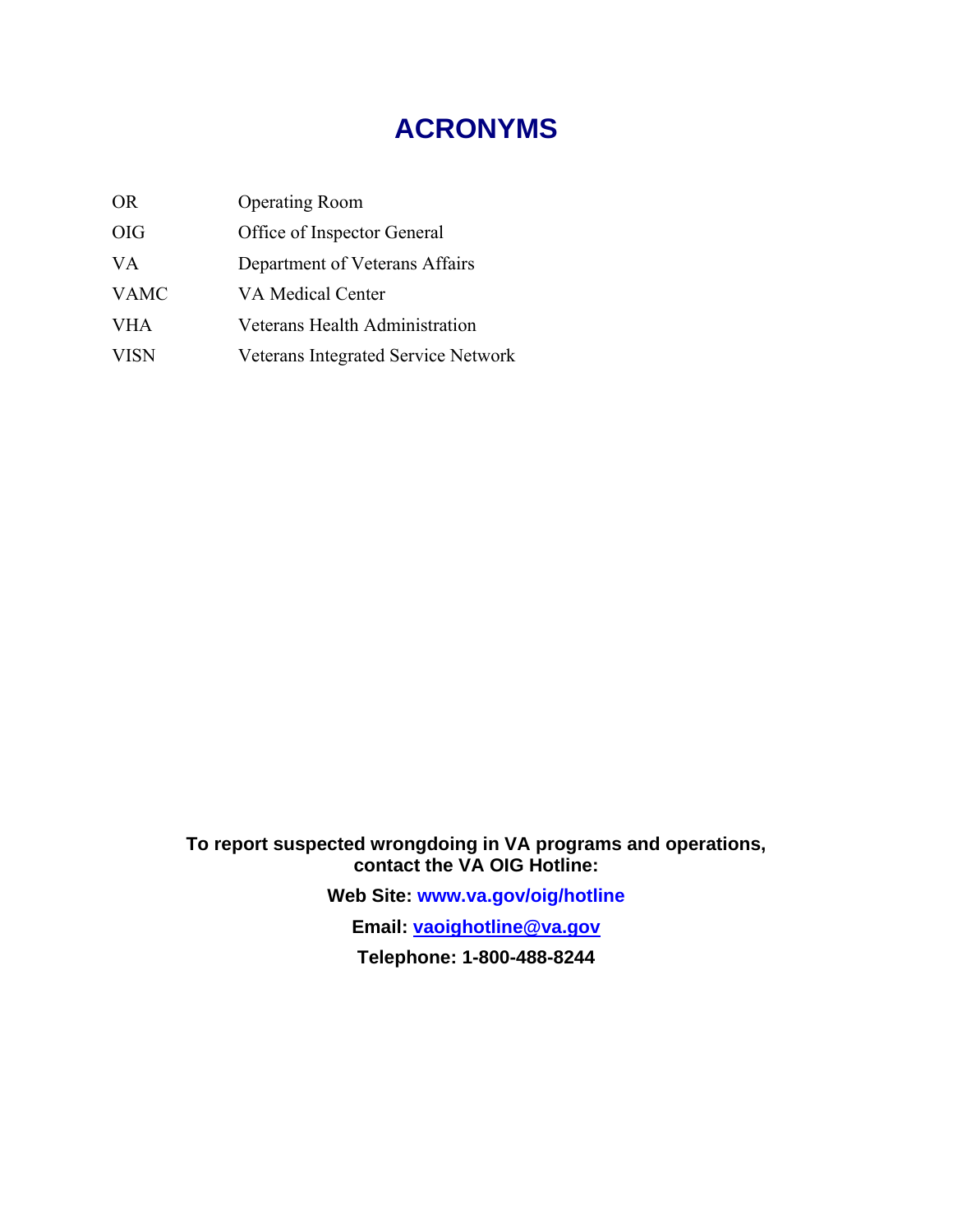# ACRONYMS

| | |
|---|---|
| OR | Operating Room |
| OIG | Office of Inspector General |
| VA | Department of Veterans Affairs |
| VAMC | VA Medical Center |
| VHA | Veterans Health Administration |
| VISN | Veterans Integrated Service Network |

**To report suspected wrongdoing in VA programs and operations, contact the VA OIG Hotline:**

**Web Site: www.va.gov/oig/hotline**

**Email: vaoighotline@va.gov**

**Telephone: 1-800-488-8244**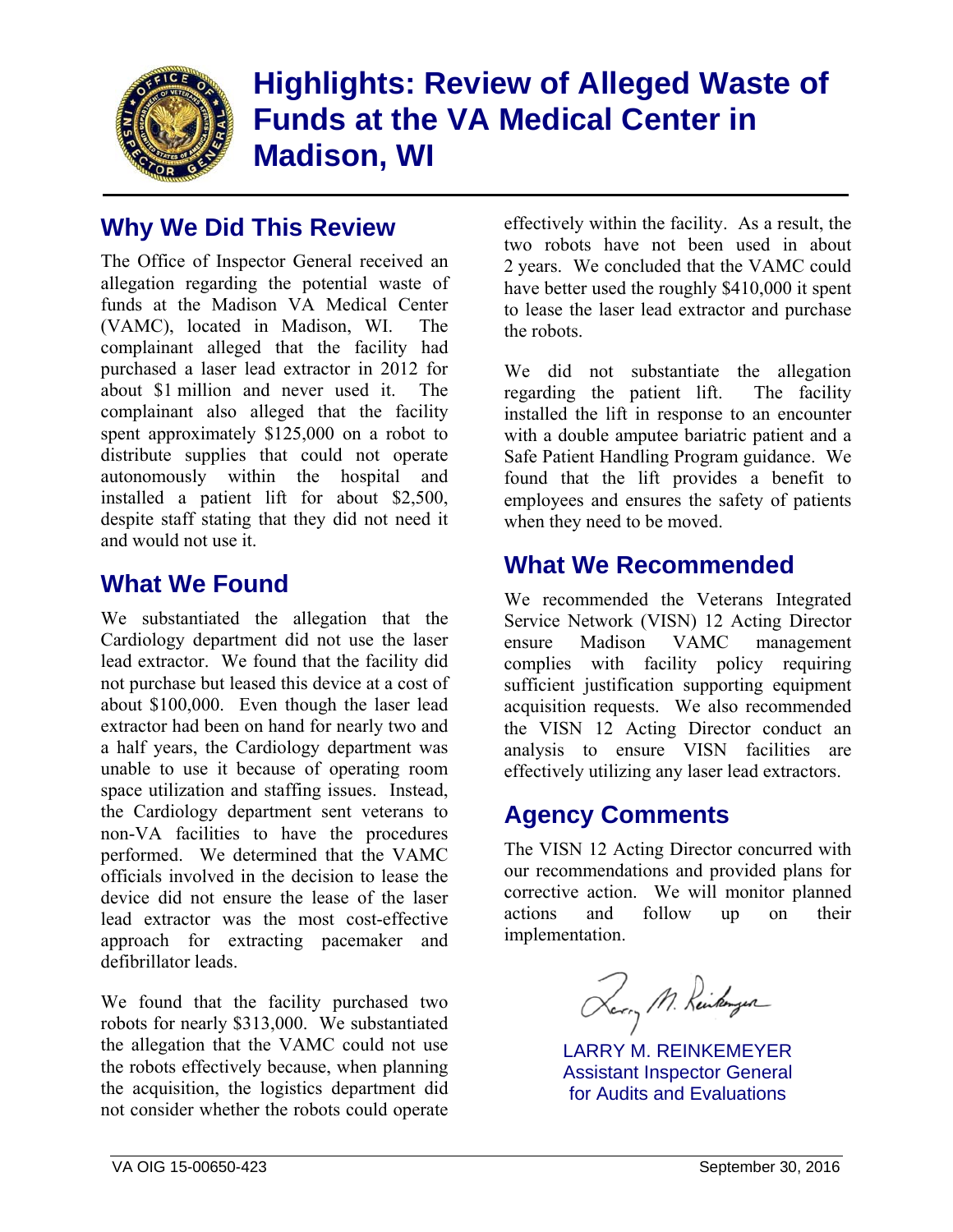# Highlights: Review of Alleged Waste of Funds at the VA Medical Center in Madison, WI

## Why We Did This Review

The Office of Inspector General received an allegation regarding the potential waste of funds at the Madison VA Medical Center (VAMC), located in Madison, WI. The complainant alleged that the facility had purchased a laser lead extractor in 2012 for about $1 million and never used it. The complainant also alleged that the facility spent approximately $125,000 on a robot to distribute supplies that could not operate autonomously within the hospital and installed a patient lift for about $2,500, despite staff stating that they did not need it and would not use it.

## What We Found

We substantiated the allegation that the Cardiology department did not use the laser lead extractor. We found that the facility did not purchase but leased this device at a cost of about $100,000. Even though the laser lead extractor had been on hand for nearly two and a half years, the Cardiology department was unable to use it because of operating room space utilization and staffing issues. Instead, the Cardiology department sent veterans to non-VA facilities to have the procedures performed. We determined that the VAMC officials involved in the decision to lease the device did not ensure the lease of the laser lead extractor was the most cost-effective approach for extracting pacemaker and defibrillator leads.

We found that the facility purchased two robots for nearly $313,000. We substantiated the allegation that the VAMC could not use the robots effectively because, when planning the acquisition, the logistics department did not consider whether the robots could operate effectively within the facility. As a result, the two robots have not been used in about 2 years. We concluded that the VAMC could have better used the roughly $410,000 it spent to lease the laser lead extractor and purchase the robots.

We did not substantiate the allegation regarding the patient lift. The facility installed the lift in response to an encounter with a double amputee bariatric patient and a Safe Patient Handling Program guidance. We found that the lift provides a benefit to employees and ensures the safety of patients when they need to be moved.

## What We Recommended

We recommended the Veterans Integrated Service Network (VISN) 12 Acting Director ensure Madison VAMC management complies with facility policy requiring sufficient justification supporting equipment acquisition requests. We also recommended the VISN 12 Acting Director conduct an analysis to ensure VISN facilities are effectively utilizing any laser lead extractors.

## Agency Comments

The VISN 12 Acting Director concurred with our recommendations and provided plans for corrective action. We will monitor planned actions and follow up on their implementation.

LARRY M. REINKEMEYER
Assistant Inspector General
for Audits and Evaluations

VA OIG 15-00650-423 September 30, 2016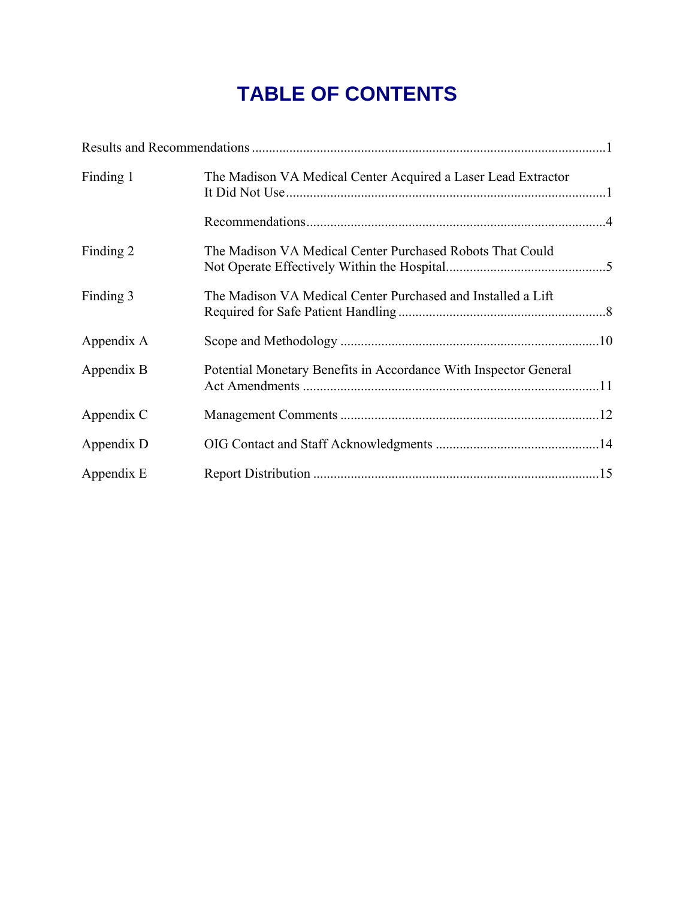# TABLE OF CONTENTS

| | | |
|---|---|---|
| Results and Recommendations | | 1 |
| Finding 1 | The Madison VA Medical Center Acquired a Laser Lead Extractor It Did Not Use | 1 |
| | Recommendations | 4 |
| Finding 2 | The Madison VA Medical Center Purchased Robots That Could Not Operate Effectively Within the Hospital | 5 |
| Finding 3 | The Madison VA Medical Center Purchased and Installed a Lift Required for Safe Patient Handling | 8 |
| Appendix A | Scope and Methodology | 10 |
| Appendix B | Potential Monetary Benefits in Accordance With Inspector General Act Amendments | 11 |
| Appendix C | Management Comments | 12 |
| Appendix D | OIG Contact and Staff Acknowledgments | 14 |
| Appendix E | Report Distribution | 15 |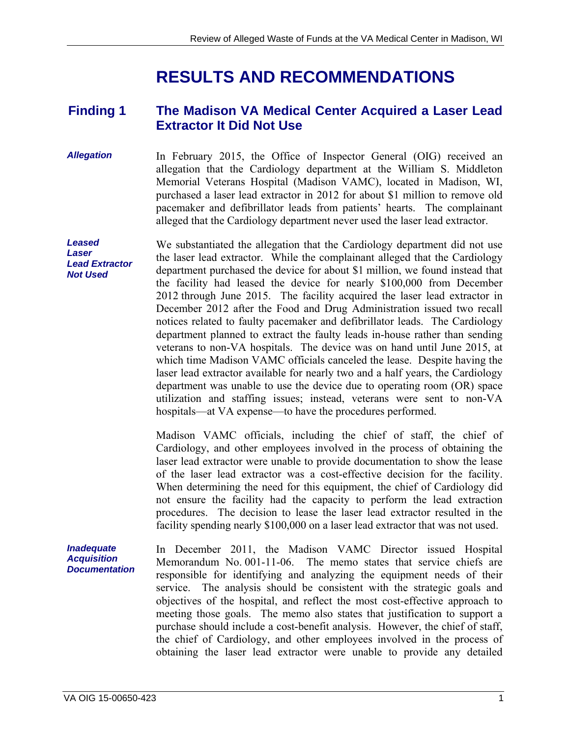# RESULTS AND RECOMMENDATIONS

## Finding 1 The Madison VA Medical Center Acquired a Laser Lead Extractor It Did Not Use

***Allegation***

In February 2015, the Office of Inspector General (OIG) received an allegation that the Cardiology department at the William S. Middleton Memorial Veterans Hospital (Madison VAMC), located in Madison, WI, purchased a laser lead extractor in 2012 for about $1 million to remove old pacemaker and defibrillator leads from patients' hearts. The complainant alleged that the Cardiology department never used the laser lead extractor.

***Leased Laser Lead Extractor Not Used***

We substantiated the allegation that the Cardiology department did not use the laser lead extractor. While the complainant alleged that the Cardiology department purchased the device for about $1 million, we found instead that the facility had leased the device for nearly $100,000 from December 2012 through June 2015. The facility acquired the laser lead extractor in December 2012 after the Food and Drug Administration issued two recall notices related to faulty pacemaker and defibrillator leads. The Cardiology department planned to extract the faulty leads in-house rather than sending veterans to non-VA hospitals. The device was on hand until June 2015, at which time Madison VAMC officials canceled the lease. Despite having the laser lead extractor available for nearly two and a half years, the Cardiology department was unable to use the device due to operating room (OR) space utilization and staffing issues; instead, veterans were sent to non-VA hospitals—at VA expense—to have the procedures performed.

Madison VAMC officials, including the chief of staff, the chief of Cardiology, and other employees involved in the process of obtaining the laser lead extractor were unable to provide documentation to show the lease of the laser lead extractor was a cost-effective decision for the facility. When determining the need for this equipment, the chief of Cardiology did not ensure the facility had the capacity to perform the lead extraction procedures. The decision to lease the laser lead extractor resulted in the facility spending nearly $100,000 on a laser lead extractor that was not used.

***Inadequate Acquisition Documentation***

In December 2011, the Madison VAMC Director issued Hospital Memorandum No. 001-11-06. The memo states that service chiefs are responsible for identifying and analyzing the equipment needs of their service. The analysis should be consistent with the strategic goals and objectives of the hospital, and reflect the most cost-effective approach to meeting those goals. The memo also states that justification to support a purchase should include a cost-benefit analysis. However, the chief of staff, the chief of Cardiology, and other employees involved in the process of obtaining the laser lead extractor were unable to provide any detailed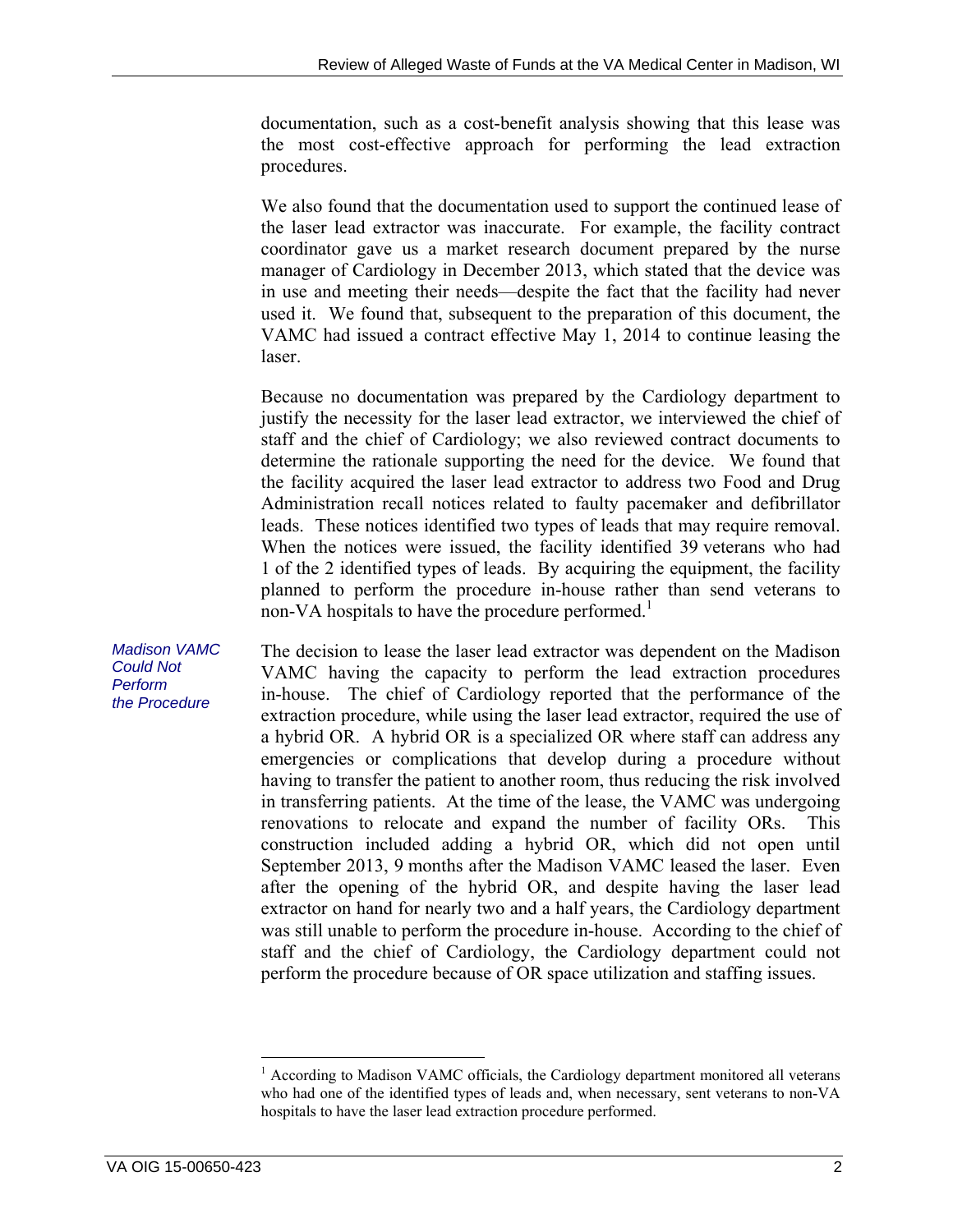documentation, such as a cost-benefit analysis showing that this lease was the most cost-effective approach for performing the lead extraction procedures.

We also found that the documentation used to support the continued lease of the laser lead extractor was inaccurate. For example, the facility contract coordinator gave us a market research document prepared by the nurse manager of Cardiology in December 2013, which stated that the device was in use and meeting their needs—despite the fact that the facility had never used it. We found that, subsequent to the preparation of this document, the VAMC had issued a contract effective May 1, 2014 to continue leasing the laser.

Because no documentation was prepared by the Cardiology department to justify the necessity for the laser lead extractor, we interviewed the chief of staff and the chief of Cardiology; we also reviewed contract documents to determine the rationale supporting the need for the device. We found that the facility acquired the laser lead extractor to address two Food and Drug Administration recall notices related to faulty pacemaker and defibrillator leads. These notices identified two types of leads that may require removal. When the notices were issued, the facility identified 39 veterans who had 1 of the 2 identified types of leads. By acquiring the equipment, the facility planned to perform the procedure in-house rather than send veterans to non-VA hospitals to have the procedure performed.[1]

*Madison VAMC Could Not Perform the Procedure*

The decision to lease the laser lead extractor was dependent on the Madison VAMC having the capacity to perform the lead extraction procedures in-house. The chief of Cardiology reported that the performance of the extraction procedure, while using the laser lead extractor, required the use of a hybrid OR. A hybrid OR is a specialized OR where staff can address any emergencies or complications that develop during a procedure without having to transfer the patient to another room, thus reducing the risk involved in transferring patients. At the time of the lease, the VAMC was undergoing renovations to relocate and expand the number of facility ORs. This construction included adding a hybrid OR, which did not open until September 2013, 9 months after the Madison VAMC leased the laser. Even after the opening of the hybrid OR, and despite having the laser lead extractor on hand for nearly two and a half years, the Cardiology department was still unable to perform the procedure in-house. According to the chief of staff and the chief of Cardiology, the Cardiology department could not perform the procedure because of OR space utilization and staffing issues.

[1] According to Madison VAMC officials, the Cardiology department monitored all veterans who had one of the identified types of leads and, when necessary, sent veterans to non-VA hospitals to have the laser lead extraction procedure performed.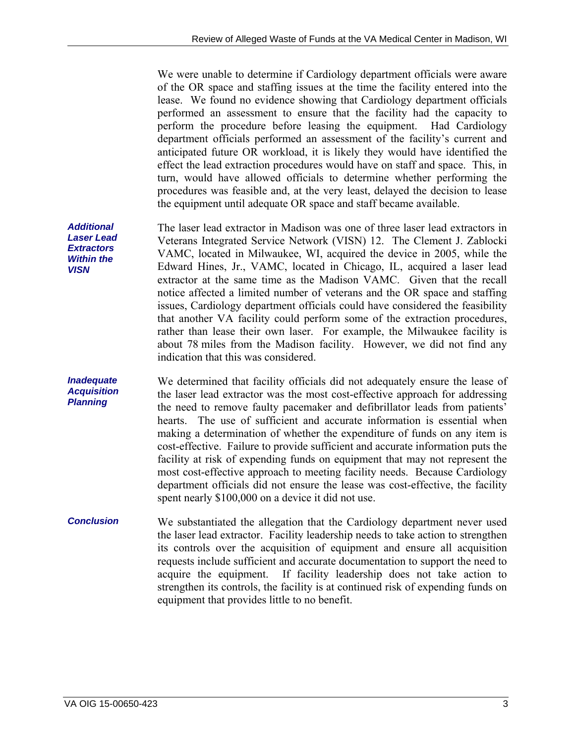We were unable to determine if Cardiology department officials were aware of the OR space and staffing issues at the time the facility entered into the lease. We found no evidence showing that Cardiology department officials performed an assessment to ensure that the facility had the capacity to perform the procedure before leasing the equipment. Had Cardiology department officials performed an assessment of the facility's current and anticipated future OR workload, it is likely they would have identified the effect the lead extraction procedures would have on staff and space. This, in turn, would have allowed officials to determine whether performing the procedures was feasible and, at the very least, delayed the decision to lease the equipment until adequate OR space and staff became available.

***Additional Laser Lead Extractors Within the VISN***

The laser lead extractor in Madison was one of three laser lead extractors in Veterans Integrated Service Network (VISN) 12. The Clement J. Zablocki VAMC, located in Milwaukee, WI, acquired the device in 2005, while the Edward Hines, Jr., VAMC, located in Chicago, IL, acquired a laser lead extractor at the same time as the Madison VAMC. Given that the recall notice affected a limited number of veterans and the OR space and staffing issues, Cardiology department officials could have considered the feasibility that another VA facility could perform some of the extraction procedures, rather than lease their own laser. For example, the Milwaukee facility is about 78 miles from the Madison facility. However, we did not find any indication that this was considered.

***Inadequate Acquisition Planning***

We determined that facility officials did not adequately ensure the lease of the laser lead extractor was the most cost-effective approach for addressing the need to remove faulty pacemaker and defibrillator leads from patients' hearts. The use of sufficient and accurate information is essential when making a determination of whether the expenditure of funds on any item is cost-effective. Failure to provide sufficient and accurate information puts the facility at risk of expending funds on equipment that may not represent the most cost-effective approach to meeting facility needs. Because Cardiology department officials did not ensure the lease was cost-effective, the facility spent nearly $100,000 on a device it did not use.

***Conclusion***

We substantiated the allegation that the Cardiology department never used the laser lead extractor. Facility leadership needs to take action to strengthen its controls over the acquisition of equipment and ensure all acquisition requests include sufficient and accurate documentation to support the need to acquire the equipment. If facility leadership does not take action to strengthen its controls, the facility is at continued risk of expending funds on equipment that provides little to no benefit.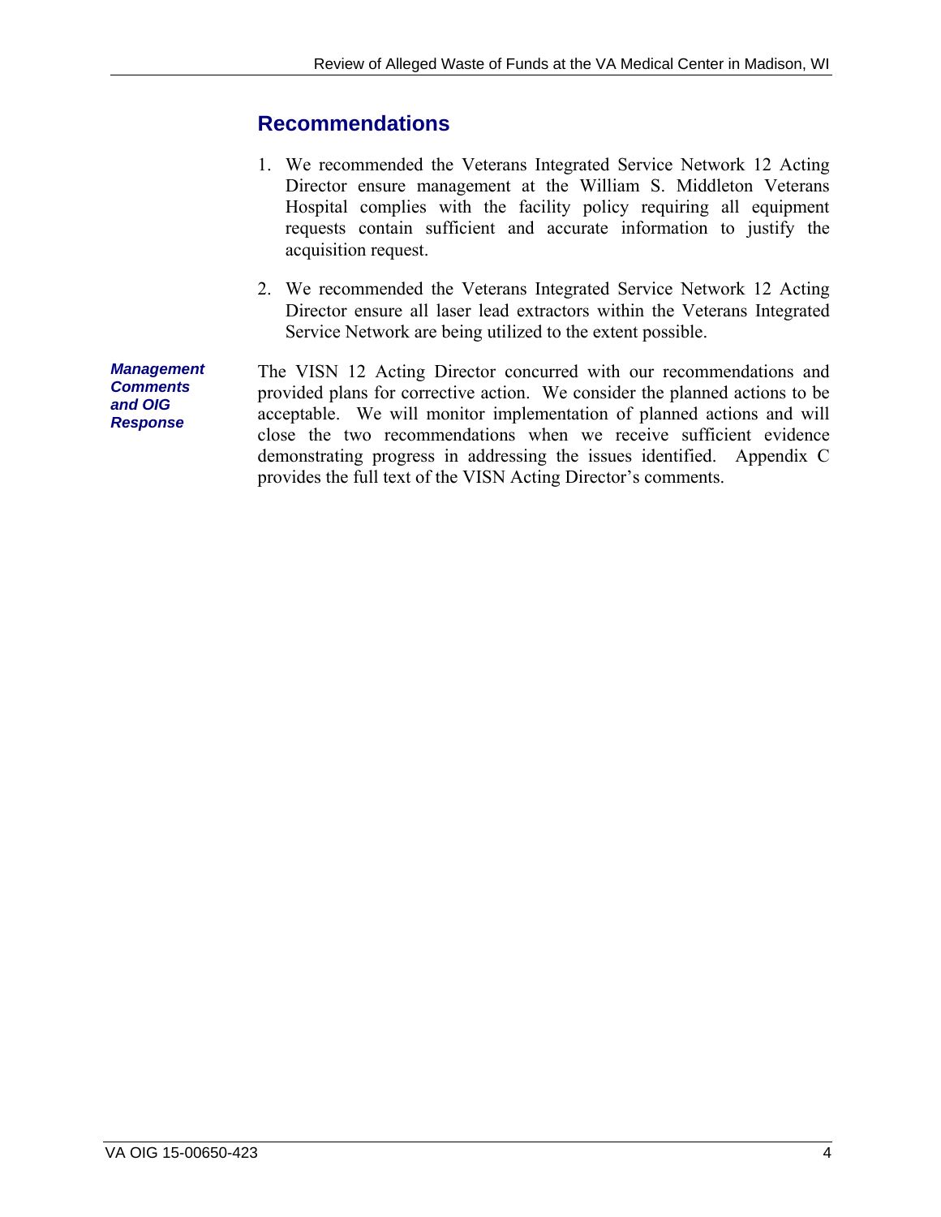## Recommendations

1. We recommended the Veterans Integrated Service Network 12 Acting Director ensure management at the William S. Middleton Veterans Hospital complies with the facility policy requiring all equipment requests contain sufficient and accurate information to justify the acquisition request.

2. We recommended the Veterans Integrated Service Network 12 Acting Director ensure all laser lead extractors within the Veterans Integrated Service Network are being utilized to the extent possible.

***Management Comments and OIG Response***

The VISN 12 Acting Director concurred with our recommendations and provided plans for corrective action. We consider the planned actions to be acceptable. We will monitor implementation of planned actions and will close the two recommendations when we receive sufficient evidence demonstrating progress in addressing the issues identified. Appendix C provides the full text of the VISN Acting Director's comments.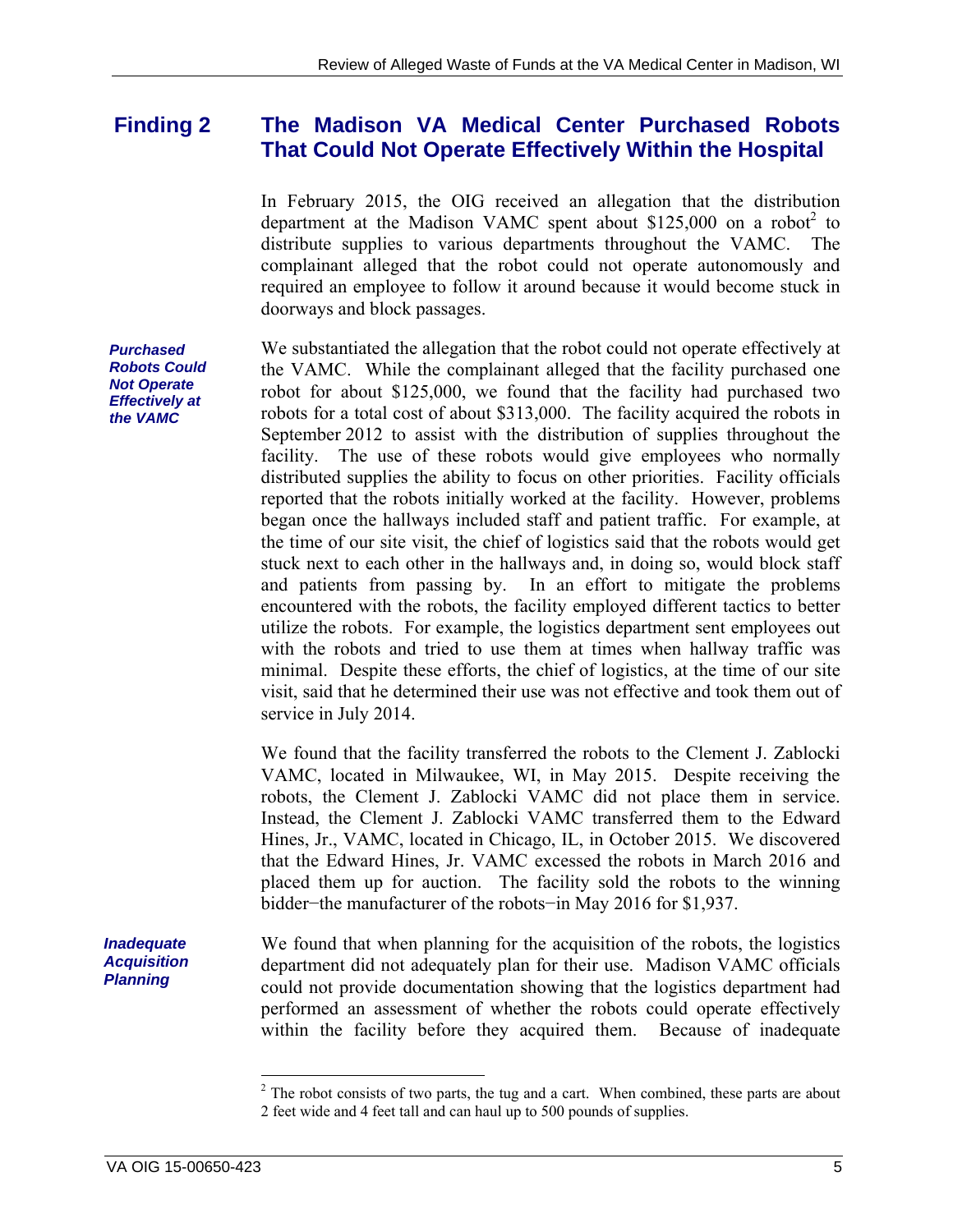## Finding 2 The Madison VA Medical Center Purchased Robots That Could Not Operate Effectively Within the Hospital

In February 2015, the OIG received an allegation that the distribution department at the Madison VAMC spent about $125,000 on a robot[2] to distribute supplies to various departments throughout the VAMC. The complainant alleged that the robot could not operate autonomously and required an employee to follow it around because it would become stuck in doorways and block passages.

***Purchased Robots Could Not Operate Effectively at the VAMC***

We substantiated the allegation that the robot could not operate effectively at the VAMC. While the complainant alleged that the facility purchased one robot for about $125,000, we found that the facility had purchased two robots for a total cost of about $313,000. The facility acquired the robots in September 2012 to assist with the distribution of supplies throughout the facility. The use of these robots would give employees who normally distributed supplies the ability to focus on other priorities. Facility officials reported that the robots initially worked at the facility. However, problems began once the hallways included staff and patient traffic. For example, at the time of our site visit, the chief of logistics said that the robots would get stuck next to each other in the hallways and, in doing so, would block staff and patients from passing by. In an effort to mitigate the problems encountered with the robots, the facility employed different tactics to better utilize the robots. For example, the logistics department sent employees out with the robots and tried to use them at times when hallway traffic was minimal. Despite these efforts, the chief of logistics, at the time of our site visit, said that he determined their use was not effective and took them out of service in July 2014.

We found that the facility transferred the robots to the Clement J. Zablocki VAMC, located in Milwaukee, WI, in May 2015. Despite receiving the robots, the Clement J. Zablocki VAMC did not place them in service. Instead, the Clement J. Zablocki VAMC transferred them to the Edward Hines, Jr., VAMC, located in Chicago, IL, in October 2015. We discovered that the Edward Hines, Jr. VAMC excessed the robots in March 2016 and placed them up for auction. The facility sold the robots to the winning bidder−the manufacturer of the robots−in May 2016 for $1,937.

***Inadequate Acquisition Planning***

We found that when planning for the acquisition of the robots, the logistics department did not adequately plan for their use. Madison VAMC officials could not provide documentation showing that the logistics department had performed an assessment of whether the robots could operate effectively within the facility before they acquired them. Because of inadequate

---

[2] The robot consists of two parts, the tug and a cart. When combined, these parts are about 2 feet wide and 4 feet tall and can haul up to 500 pounds of supplies.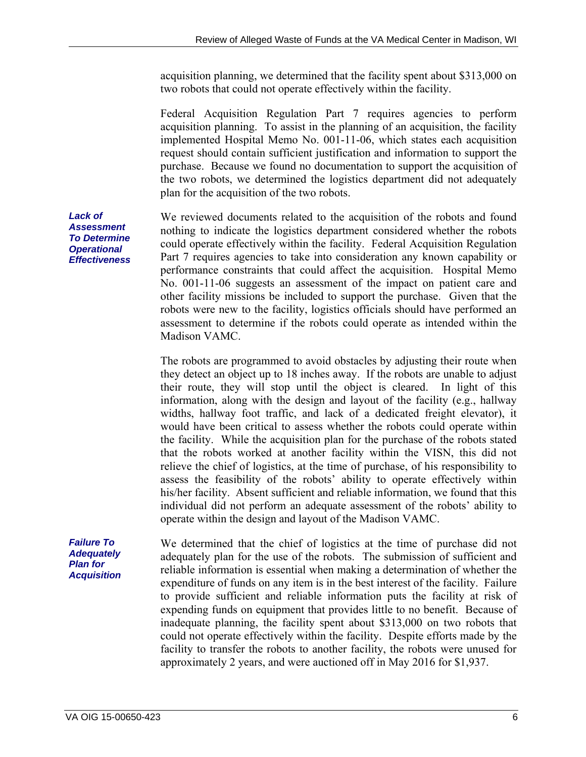acquisition planning, we determined that the facility spent about $313,000 on two robots that could not operate effectively within the facility.

Federal Acquisition Regulation Part 7 requires agencies to perform acquisition planning. To assist in the planning of an acquisition, the facility implemented Hospital Memo No. 001-11-06, which states each acquisition request should contain sufficient justification and information to support the purchase. Because we found no documentation to support the acquisition of the two robots, we determined the logistics department did not adequately plan for the acquisition of the two robots.

***Lack of Assessment To Determine Operational Effectiveness***

We reviewed documents related to the acquisition of the robots and found nothing to indicate the logistics department considered whether the robots could operate effectively within the facility. Federal Acquisition Regulation Part 7 requires agencies to take into consideration any known capability or performance constraints that could affect the acquisition. Hospital Memo No. 001-11-06 suggests an assessment of the impact on patient care and other facility missions be included to support the purchase. Given that the robots were new to the facility, logistics officials should have performed an assessment to determine if the robots could operate as intended within the Madison VAMC.

The robots are programmed to avoid obstacles by adjusting their route when they detect an object up to 18 inches away. If the robots are unable to adjust their route, they will stop until the object is cleared. In light of this information, along with the design and layout of the facility (e.g., hallway widths, hallway foot traffic, and lack of a dedicated freight elevator), it would have been critical to assess whether the robots could operate within the facility. While the acquisition plan for the purchase of the robots stated that the robots worked at another facility within the VISN, this did not relieve the chief of logistics, at the time of purchase, of his responsibility to assess the feasibility of the robots' ability to operate effectively within his/her facility. Absent sufficient and reliable information, we found that this individual did not perform an adequate assessment of the robots' ability to operate within the design and layout of the Madison VAMC.

***Failure To Adequately Plan for Acquisition***

We determined that the chief of logistics at the time of purchase did not adequately plan for the use of the robots. The submission of sufficient and reliable information is essential when making a determination of whether the expenditure of funds on any item is in the best interest of the facility. Failure to provide sufficient and reliable information puts the facility at risk of expending funds on equipment that provides little to no benefit. Because of inadequate planning, the facility spent about $313,000 on two robots that could not operate effectively within the facility. Despite efforts made by the facility to transfer the robots to another facility, the robots were unused for approximately 2 years, and were auctioned off in May 2016 for $1,937.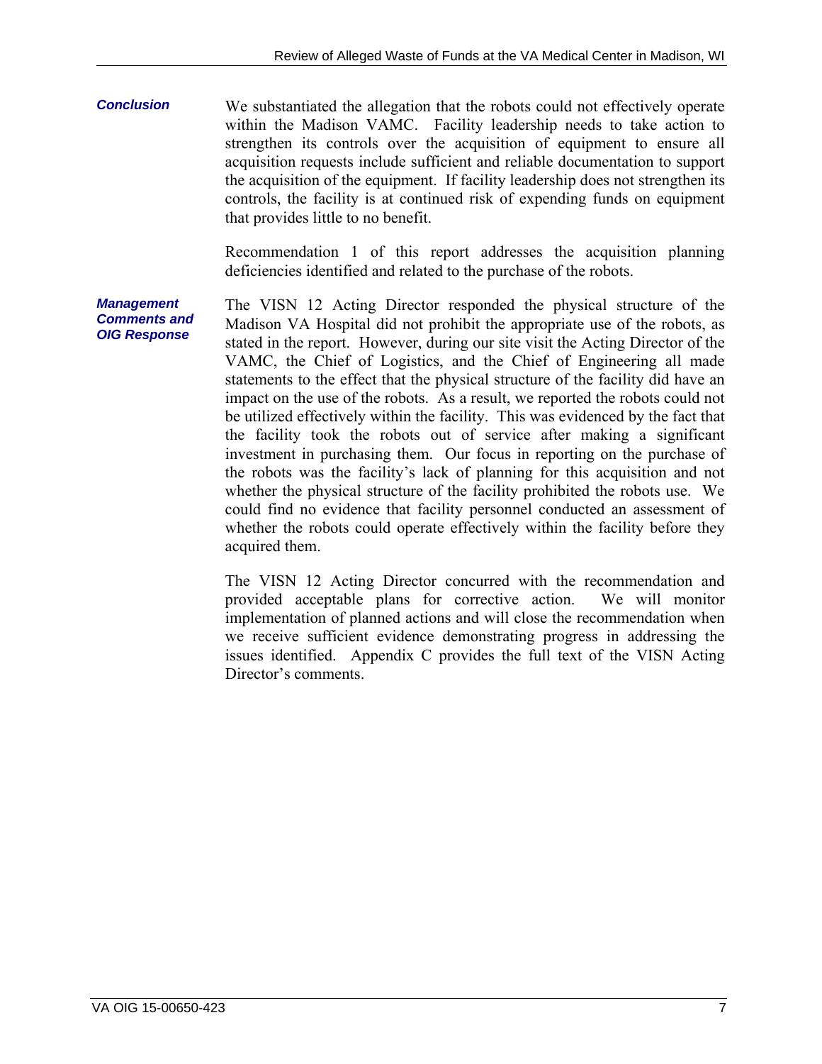***Conclusion***

We substantiated the allegation that the robots could not effectively operate within the Madison VAMC. Facility leadership needs to take action to strengthen its controls over the acquisition of equipment to ensure all acquisition requests include sufficient and reliable documentation to support the acquisition of the equipment. If facility leadership does not strengthen its controls, the facility is at continued risk of expending funds on equipment that provides little to no benefit.

Recommendation 1 of this report addresses the acquisition planning deficiencies identified and related to the purchase of the robots.

***Management Comments and OIG Response***

The VISN 12 Acting Director responded the physical structure of the Madison VA Hospital did not prohibit the appropriate use of the robots, as stated in the report. However, during our site visit the Acting Director of the VAMC, the Chief of Logistics, and the Chief of Engineering all made statements to the effect that the physical structure of the facility did have an impact on the use of the robots. As a result, we reported the robots could not be utilized effectively within the facility. This was evidenced by the fact that the facility took the robots out of service after making a significant investment in purchasing them. Our focus in reporting on the purchase of the robots was the facility's lack of planning for this acquisition and not whether the physical structure of the facility prohibited the robots use. We could find no evidence that facility personnel conducted an assessment of whether the robots could operate effectively within the facility before they acquired them.

The VISN 12 Acting Director concurred with the recommendation and provided acceptable plans for corrective action. We will monitor implementation of planned actions and will close the recommendation when we receive sufficient evidence demonstrating progress in addressing the issues identified. Appendix C provides the full text of the VISN Acting Director's comments.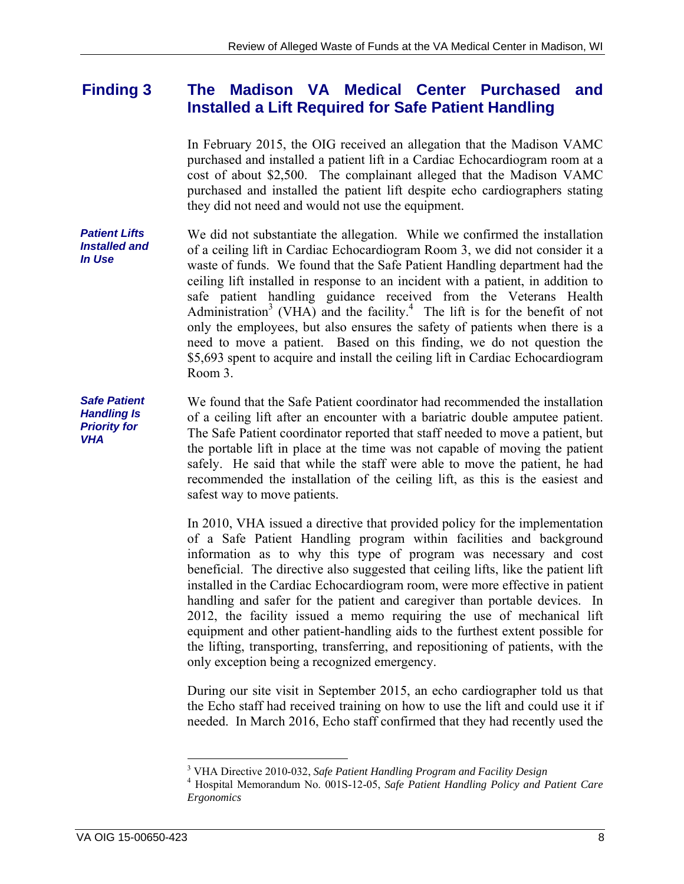## Finding 3 The Madison VA Medical Center Purchased and Installed a Lift Required for Safe Patient Handling

In February 2015, the OIG received an allegation that the Madison VAMC purchased and installed a patient lift in a Cardiac Echocardiogram room at a cost of about $2,500. The complainant alleged that the Madison VAMC purchased and installed the patient lift despite echo cardiographers stating they did not need and would not use the equipment.

***Patient Lifts Installed and In Use***

We did not substantiate the allegation. While we confirmed the installation of a ceiling lift in Cardiac Echocardiogram Room 3, we did not consider it a waste of funds. We found that the Safe Patient Handling department had the ceiling lift installed in response to an incident with a patient, in addition to safe patient handling guidance received from the Veterans Health Administration[3] (VHA) and the facility.[4] The lift is for the benefit of not only the employees, but also ensures the safety of patients when there is a need to move a patient. Based on this finding, we do not question the $5,693 spent to acquire and install the ceiling lift in Cardiac Echocardiogram Room 3.

***Safe Patient Handling Is Priority for VHA***

We found that the Safe Patient coordinator had recommended the installation of a ceiling lift after an encounter with a bariatric double amputee patient. The Safe Patient coordinator reported that staff needed to move a patient, but the portable lift in place at the time was not capable of moving the patient safely. He said that while the staff were able to move the patient, he had recommended the installation of the ceiling lift, as this is the easiest and safest way to move patients.

In 2010, VHA issued a directive that provided policy for the implementation of a Safe Patient Handling program within facilities and background information as to why this type of program was necessary and cost beneficial. The directive also suggested that ceiling lifts, like the patient lift installed in the Cardiac Echocardiogram room, were more effective in patient handling and safer for the patient and caregiver than portable devices. In 2012, the facility issued a memo requiring the use of mechanical lift equipment and other patient-handling aids to the furthest extent possible for the lifting, transporting, transferring, and repositioning of patients, with the only exception being a recognized emergency.

During our site visit in September 2015, an echo cardiographer told us that the Echo staff had received training on how to use the lift and could use it if needed. In March 2016, Echo staff confirmed that they had recently used the

---

[3] VHA Directive 2010-032, *Safe Patient Handling Program and Facility Design*

[4] Hospital Memorandum No. 001S-12-05, *Safe Patient Handling Policy and Patient Care Ergonomics*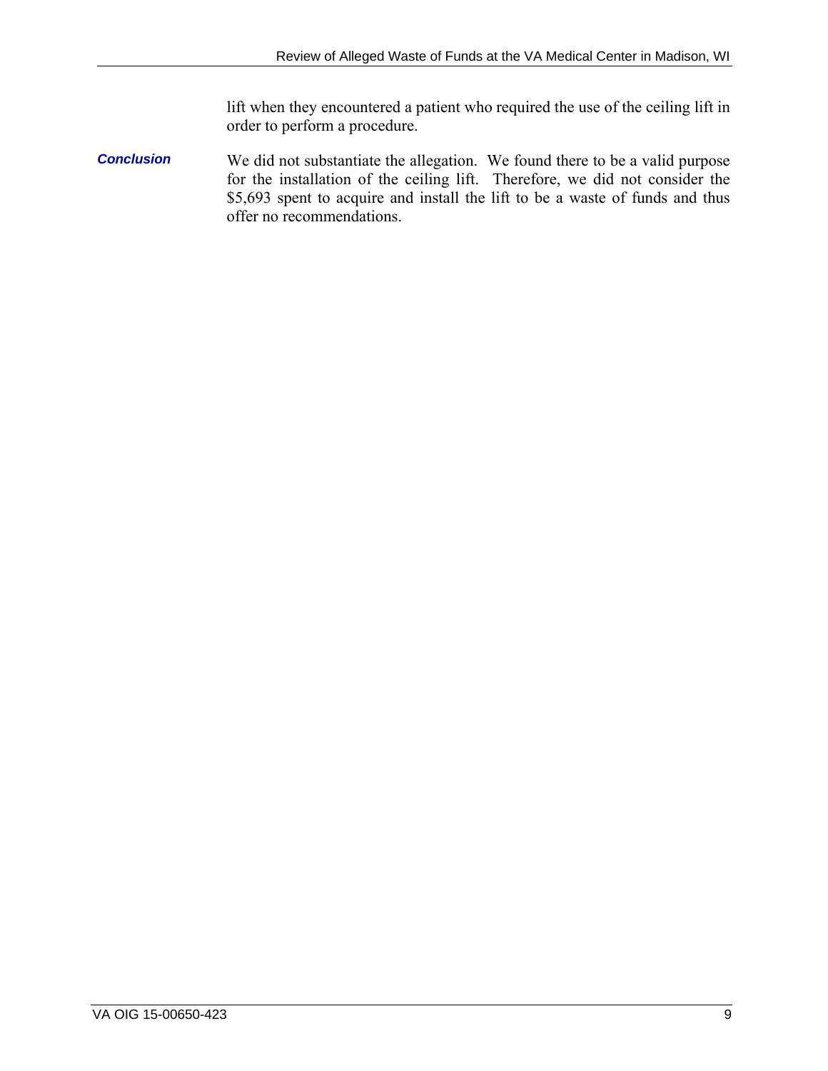lift when they encountered a patient who required the use of the ceiling lift in order to perform a procedure.

***Conclusion***

We did not substantiate the allegation. We found there to be a valid purpose for the installation of the ceiling lift. Therefore, we did not consider the $5,693 spent to acquire and install the lift to be a waste of funds and thus offer no recommendations.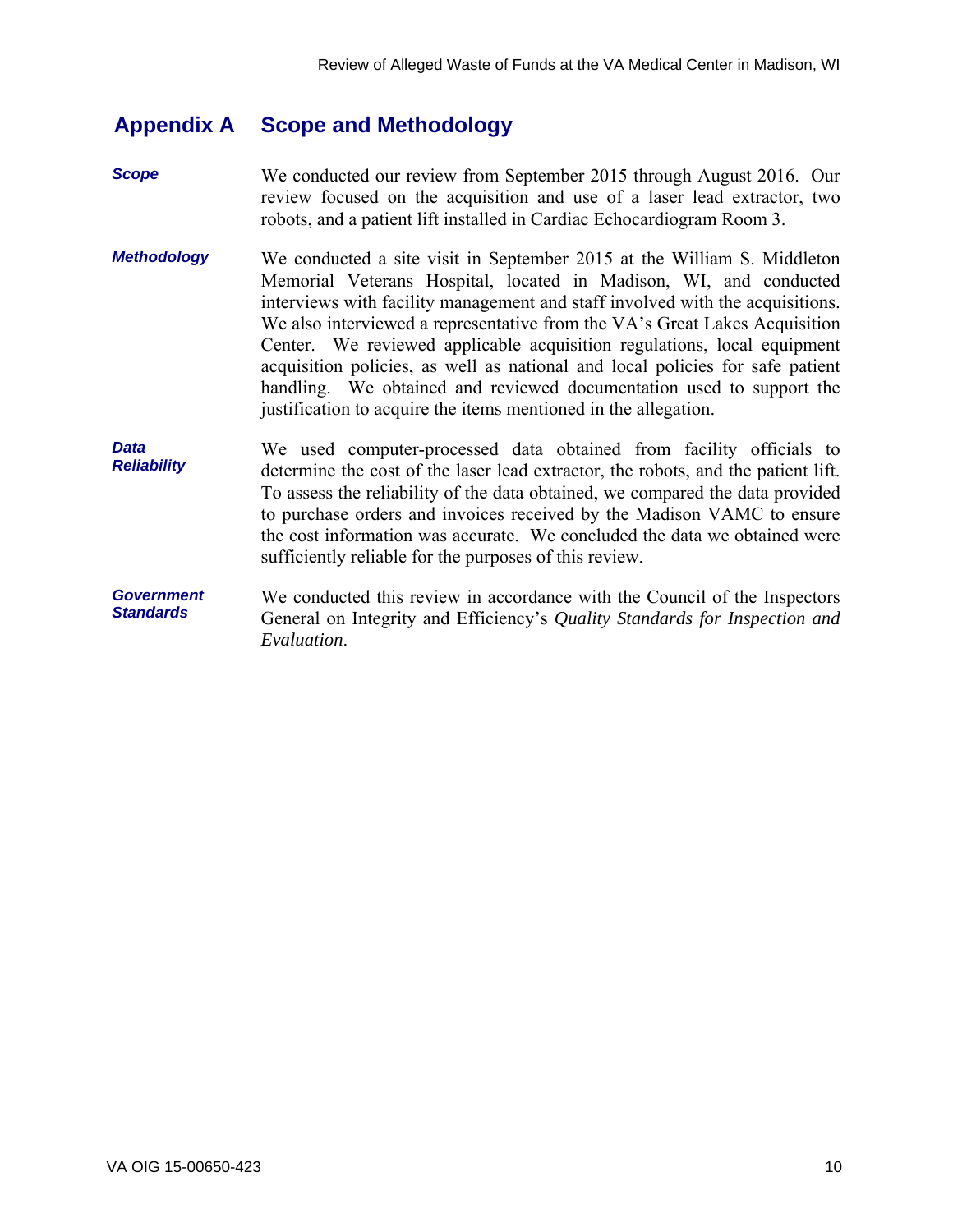## Appendix A Scope and Methodology

***Scope***

We conducted our review from September 2015 through August 2016. Our review focused on the acquisition and use of a laser lead extractor, two robots, and a patient lift installed in Cardiac Echocardiogram Room 3.

***Methodology***

We conducted a site visit in September 2015 at the William S. Middleton Memorial Veterans Hospital, located in Madison, WI, and conducted interviews with facility management and staff involved with the acquisitions. We also interviewed a representative from the VA's Great Lakes Acquisition Center. We reviewed applicable acquisition regulations, local equipment acquisition policies, as well as national and local policies for safe patient handling. We obtained and reviewed documentation used to support the justification to acquire the items mentioned in the allegation.

***Data Reliability***

We used computer-processed data obtained from facility officials to determine the cost of the laser lead extractor, the robots, and the patient lift. To assess the reliability of the data obtained, we compared the data provided to purchase orders and invoices received by the Madison VAMC to ensure the cost information was accurate. We concluded the data we obtained were sufficiently reliable for the purposes of this review.

***Government Standards***

We conducted this review in accordance with the Council of the Inspectors General on Integrity and Efficiency's *Quality Standards for Inspection and Evaluation*.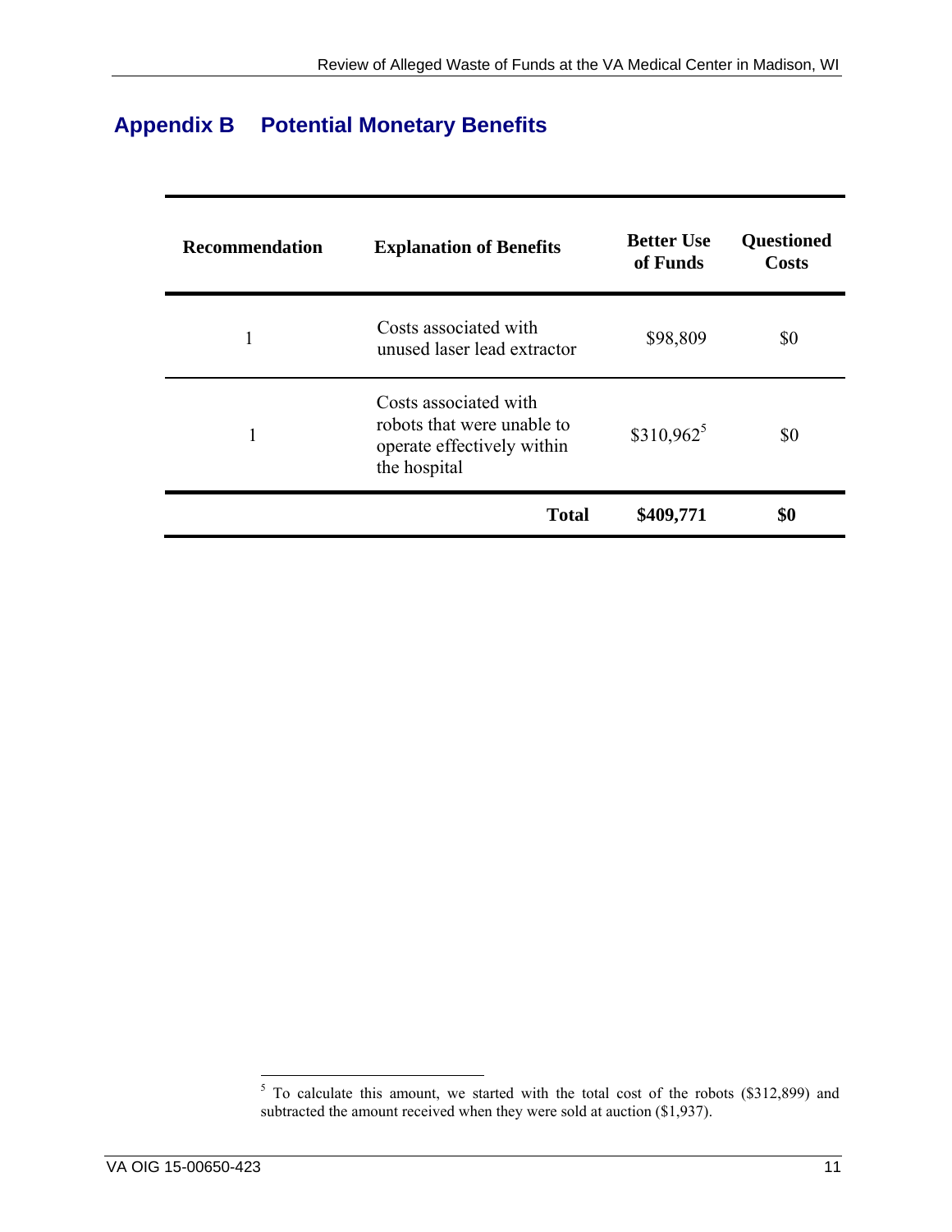## Appendix B Potential Monetary Benefits

| Recommendation | Explanation of Benefits | Better Use of Funds | Questioned Costs |
|---|---|---|---|
| 1 | Costs associated with unused laser lead extractor | $98,809 | $0 |
| 1 | Costs associated with robots that were unable to operate effectively within the hospital | $310,962[5] | $0 |
| | **Total** | **$409,771** | **$0** |

[5] To calculate this amount, we started with the total cost of the robots ($312,899) and subtracted the amount received when they were sold at auction ($1,937).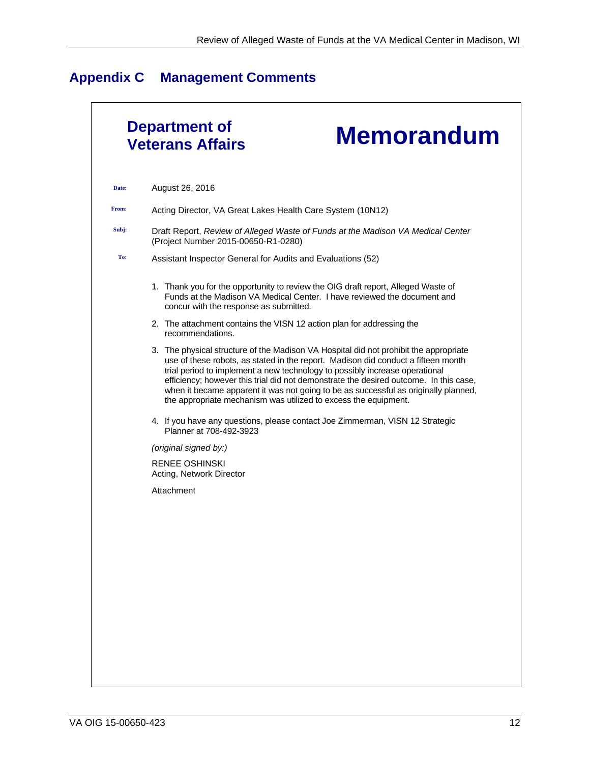## Appendix C Management Comments

**Department of Veterans Affairs**

# Memorandum

**Date:** August 26, 2016

**From:** Acting Director, VA Great Lakes Health Care System (10N12)

**Subj:** Draft Report, *Review of Alleged Waste of Funds at the Madison VA Medical Center* (Project Number 2015-00650-R1-0280)

**To:** Assistant Inspector General for Audits and Evaluations (52)

1. Thank you for the opportunity to review the OIG draft report, Alleged Waste of Funds at the Madison VA Medical Center. I have reviewed the document and concur with the response as submitted.
2. The attachment contains the VISN 12 action plan for addressing the recommendations.
3. The physical structure of the Madison VA Hospital did not prohibit the appropriate use of these robots, as stated in the report. Madison did conduct a fifteen month trial period to implement a new technology to possibly increase operational efficiency; however this trial did not demonstrate the desired outcome. In this case, when it became apparent it was not going to be as successful as originally planned, the appropriate mechanism was utilized to excess the equipment.
4. If you have any questions, please contact Joe Zimmerman, VISN 12 Strategic Planner at 708-492-3923

*(original signed by:)*

RENEE OSHINSKI
Acting, Network Director

Attachment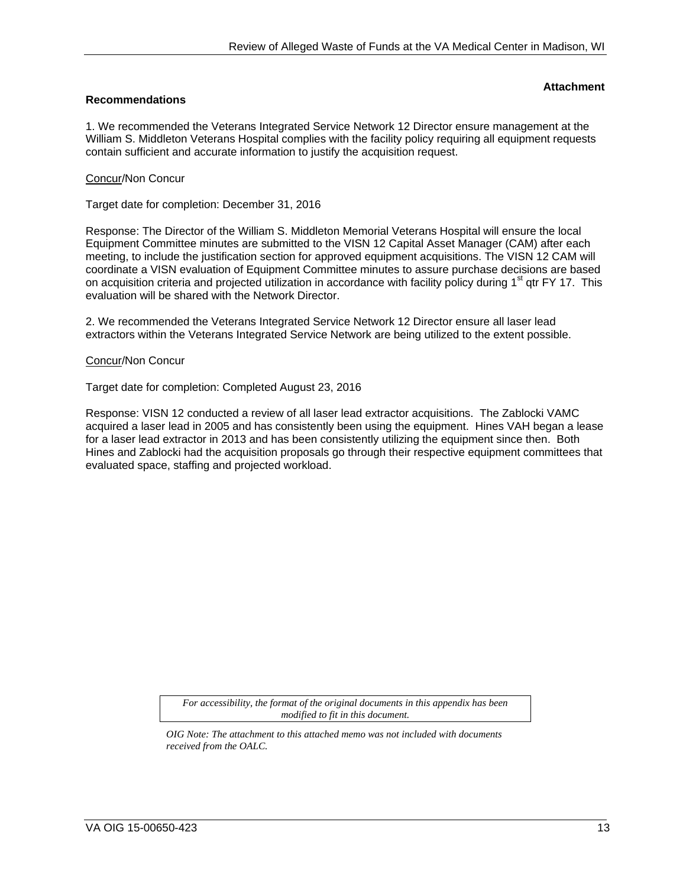**Attachment**

**Recommendations**

1. We recommended the Veterans Integrated Service Network 12 Director ensure management at the William S. Middleton Veterans Hospital complies with the facility policy requiring all equipment requests contain sufficient and accurate information to justify the acquisition request.

Concur/Non Concur

Target date for completion: December 31, 2016

Response: The Director of the William S. Middleton Memorial Veterans Hospital will ensure the local Equipment Committee minutes are submitted to the VISN 12 Capital Asset Manager (CAM) after each meeting, to include the justification section for approved equipment acquisitions. The VISN 12 CAM will coordinate a VISN evaluation of Equipment Committee minutes to assure purchase decisions are based on acquisition criteria and projected utilization in accordance with facility policy during 1st qtr FY 17. This evaluation will be shared with the Network Director.

2. We recommended the Veterans Integrated Service Network 12 Director ensure all laser lead extractors within the Veterans Integrated Service Network are being utilized to the extent possible.

Concur/Non Concur

Target date for completion: Completed August 23, 2016

Response: VISN 12 conducted a review of all laser lead extractor acquisitions. The Zablocki VAMC acquired a laser lead in 2005 and has consistently been using the equipment. Hines VAH began a lease for a laser lead extractor in 2013 and has been consistently utilizing the equipment since then. Both Hines and Zablocki had the acquisition proposals go through their respective equipment committees that evaluated space, staffing and projected workload.

*For accessibility, the format of the original documents in this appendix has been modified to fit in this document.*

*OIG Note: The attachment to this attached memo was not included with documents received from the OALC.*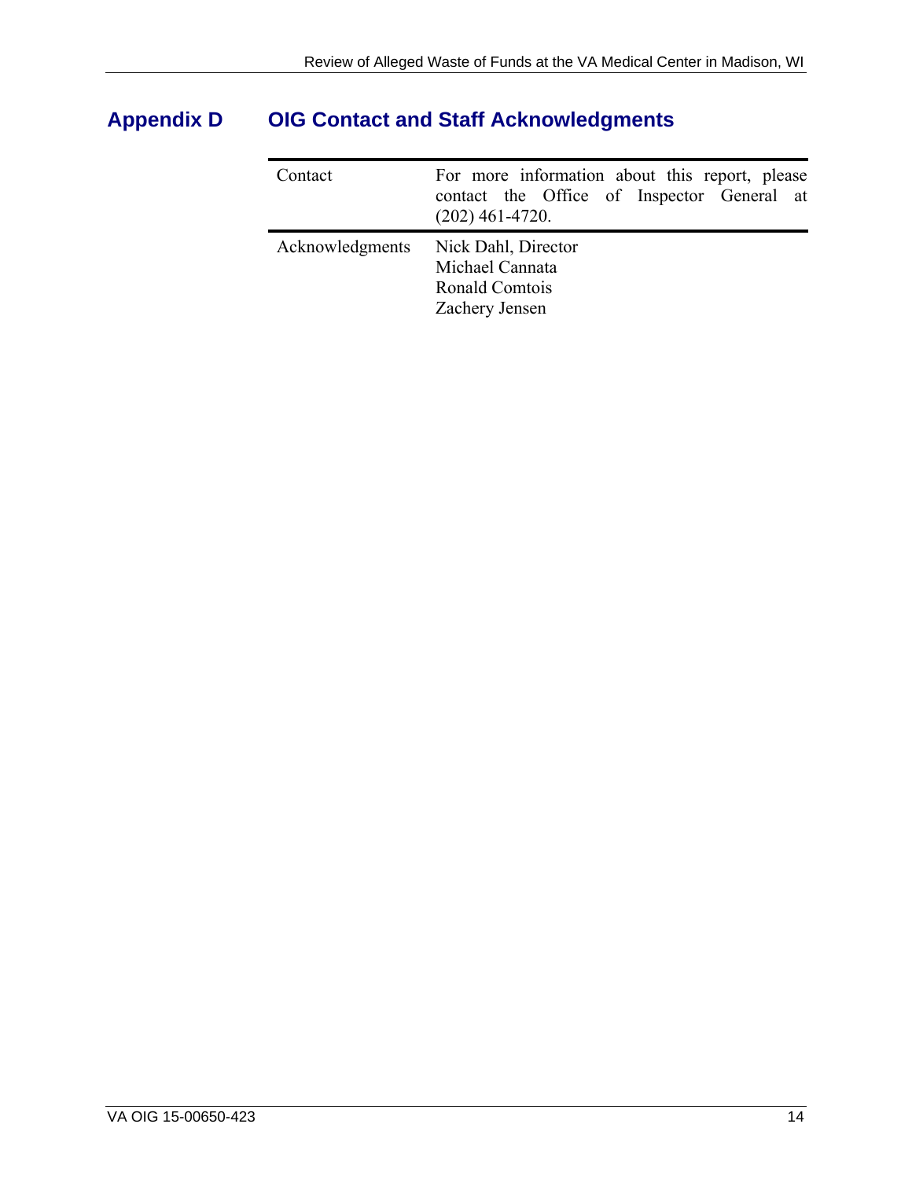## Appendix D OIG Contact and Staff Acknowledgments

| | |
|---|---|
| Contact | For more information about this report, please contact the Office of Inspector General at (202) 461-4720. |
| Acknowledgments | Nick Dahl, Director<br>Michael Cannata<br>Ronald Comtois<br>Zachery Jensen |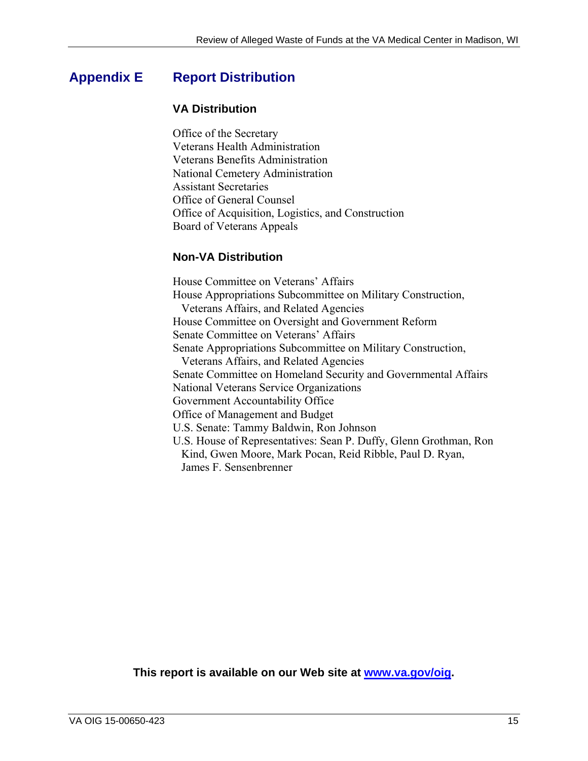## Appendix E Report Distribution

### VA Distribution

Office of the Secretary
Veterans Health Administration
Veterans Benefits Administration
National Cemetery Administration
Assistant Secretaries
Office of General Counsel
Office of Acquisition, Logistics, and Construction
Board of Veterans Appeals

### Non-VA Distribution

House Committee on Veterans' Affairs
House Appropriations Subcommittee on Military Construction, Veterans Affairs, and Related Agencies
House Committee on Oversight and Government Reform
Senate Committee on Veterans' Affairs
Senate Appropriations Subcommittee on Military Construction, Veterans Affairs, and Related Agencies
Senate Committee on Homeland Security and Governmental Affairs
National Veterans Service Organizations
Government Accountability Office
Office of Management and Budget
U.S. Senate: Tammy Baldwin, Ron Johnson
U.S. House of Representatives: Sean P. Duffy, Glenn Grothman, Ron Kind, Gwen Moore, Mark Pocan, Reid Ribble, Paul D. Ryan, James F. Sensenbrenner

**This report is available on our Web site at [www.va.gov/oig](http://www.va.gov/oig).**